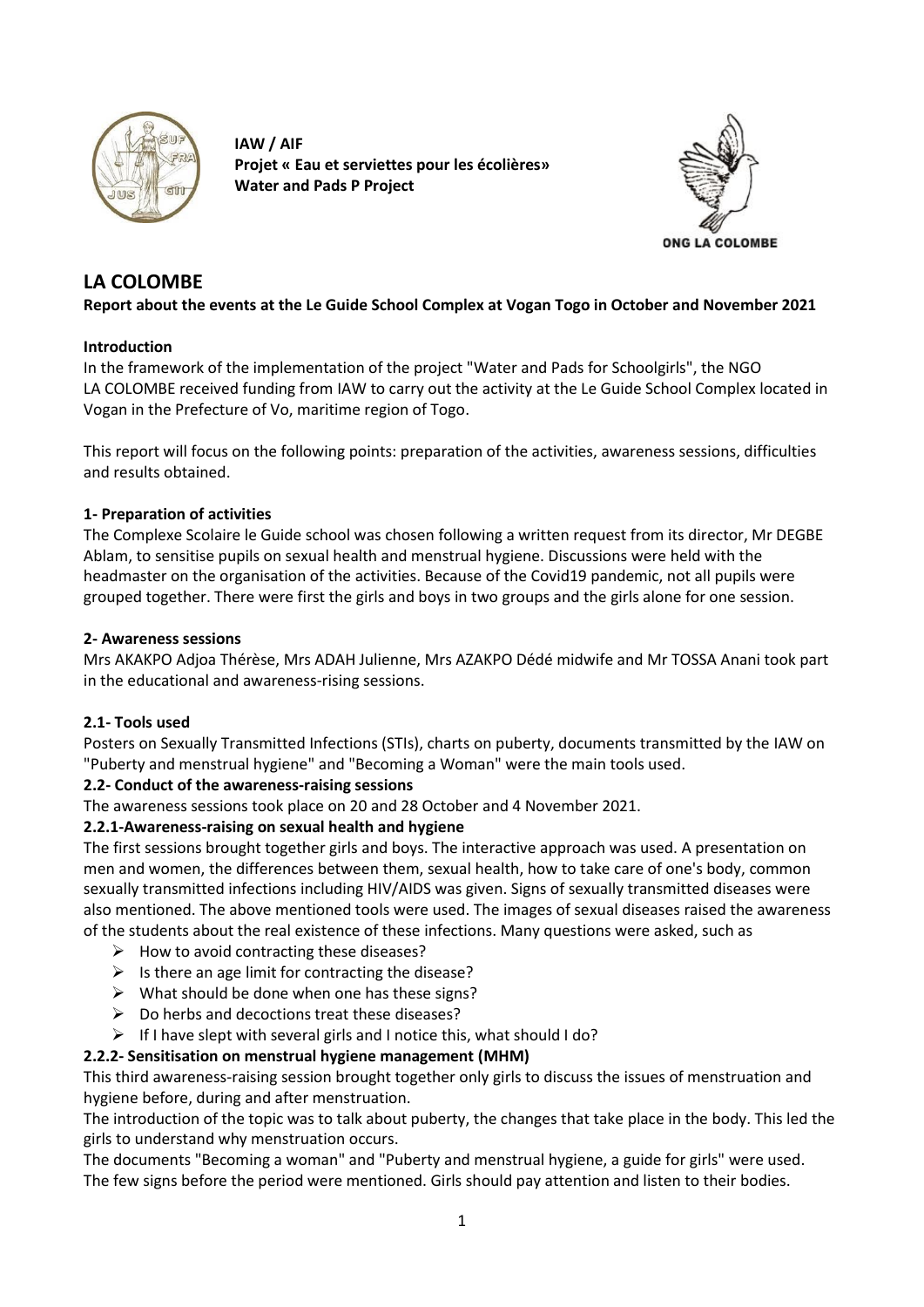IAW / AIF
**Projet « Eau et serviettes pour les écolières»**
**Water and Pads P Project**

ONG LA COLOMBE

# LA COLOMBE

**Report about the events at the Le Guide School Complex at Vogan Togo in October and November 2021**

## Introduction

In the framework of the implementation of the project "Water and Pads for Schoolgirls", the NGO LA COLOMBE received funding from IAW to carry out the activity at the Le Guide School Complex located in Vogan in the Prefecture of Vo, maritime region of Togo.

This report will focus on the following points: preparation of the activities, awareness sessions, difficulties and results obtained.

## 1- Preparation of activities

The Complexe Scolaire le Guide school was chosen following a written request from its director, Mr DEGBE Ablam, to sensitise pupils on sexual health and menstrual hygiene. Discussions were held with the headmaster on the organisation of the activities. Because of the Covid19 pandemic, not all pupils were grouped together. There were first the girls and boys in two groups and the girls alone for one session.

## 2- Awareness sessions

Mrs AKAKPO Adjoa Thérèse, Mrs ADAH Julienne, Mrs AZAKPO Dédé midwife and Mr TOSSA Anani took part in the educational and awareness-rising sessions.

### 2.1- Tools used

Posters on Sexually Transmitted Infections (STIs), charts on puberty, documents transmitted by the IAW on "Puberty and menstrual hygiene" and "Becoming a Woman" were the main tools used.

### 2.2- Conduct of the awareness-raising sessions

The awareness sessions took place on 20 and 28 October and 4 November 2021.

#### 2.2.1-Awareness-raising on sexual health and hygiene

The first sessions brought together girls and boys. The interactive approach was used. A presentation on men and women, the differences between them, sexual health, how to take care of one's body, common sexually transmitted infections including HIV/AIDS was given. Signs of sexually transmitted diseases were also mentioned. The above mentioned tools were used. The images of sexual diseases raised the awareness of the students about the real existence of these infections. Many questions were asked, such as

- How to avoid contracting these diseases?
- Is there an age limit for contracting the disease?
- What should be done when one has these signs?
- Do herbs and decoctions treat these diseases?
- If I have slept with several girls and I notice this, what should I do?

#### 2.2.2- Sensitisation on menstrual hygiene management (MHM)

This third awareness-raising session brought together only girls to discuss the issues of menstruation and hygiene before, during and after menstruation.

The introduction of the topic was to talk about puberty, the changes that take place in the body. This led the girls to understand why menstruation occurs.

The documents "Becoming a woman" and "Puberty and menstrual hygiene, a guide for girls" were used.

The few signs before the period were mentioned. Girls should pay attention and listen to their bodies.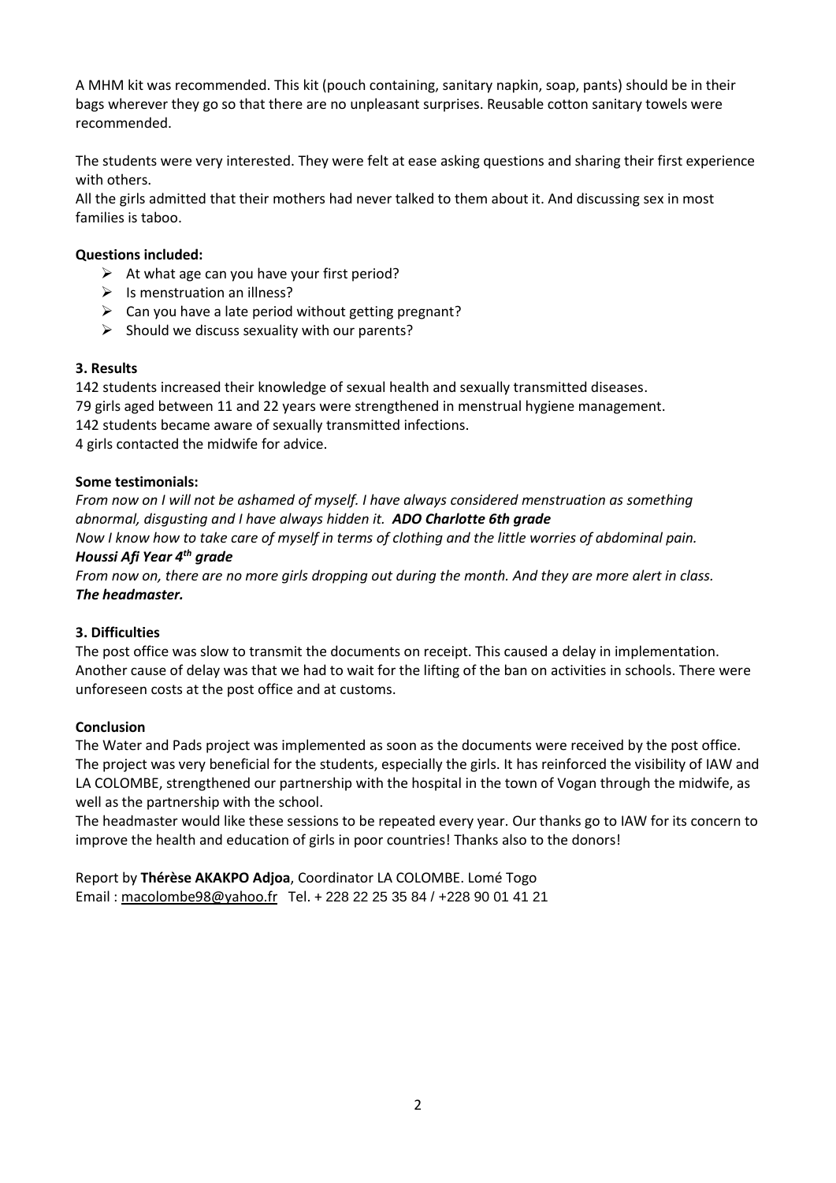A MHM kit was recommended. This kit (pouch containing, sanitary napkin, soap, pants) should be in their bags wherever they go so that there are no unpleasant surprises. Reusable cotton sanitary towels were recommended.

The students were very interested. They were felt at ease asking questions and sharing their first experience with others.
All the girls admitted that their mothers had never talked to them about it. And discussing sex in most families is taboo.

**Questions included:**

- At what age can you have your first period?
- Is menstruation an illness?
- Can you have a late period without getting pregnant?
- Should we discuss sexuality with our parents?

**3. Results**

142 students increased their knowledge of sexual health and sexually transmitted diseases.
79 girls aged between 11 and 22 years were strengthened in menstrual hygiene management.
142 students became aware of sexually transmitted infections.
4 girls contacted the midwife for advice.

**Some testimonials:**

*From now on I will not be ashamed of myself. I have always considered menstruation as something abnormal, disgusting and I have always hidden it.* ***ADO Charlotte 6th grade***
*Now I know how to take care of myself in terms of clothing and the little worries of abdominal pain.*
***Houssi Afi Year 4th grade***
*From now on, there are no more girls dropping out during the month. And they are more alert in class.*
***The headmaster.***

**3. Difficulties**

The post office was slow to transmit the documents on receipt. This caused a delay in implementation. Another cause of delay was that we had to wait for the lifting of the ban on activities in schools. There were unforeseen costs at the post office and at customs.

**Conclusion**

The Water and Pads project was implemented as soon as the documents were received by the post office. The project was very beneficial for the students, especially the girls. It has reinforced the visibility of IAW and LA COLOMBE, strengthened our partnership with the hospital in the town of Vogan through the midwife, as well as the partnership with the school.
The headmaster would like these sessions to be repeated every year. Our thanks go to IAW for its concern to improve the health and education of girls in poor countries! Thanks also to the donors!

Report by **Thérèse AKAKPO Adjoa**, Coordinator LA COLOMBE. Lomé Togo
Email : macolombe98@yahoo.fr Tel. + 228 22 25 35 84 / +228 90 01 41 21